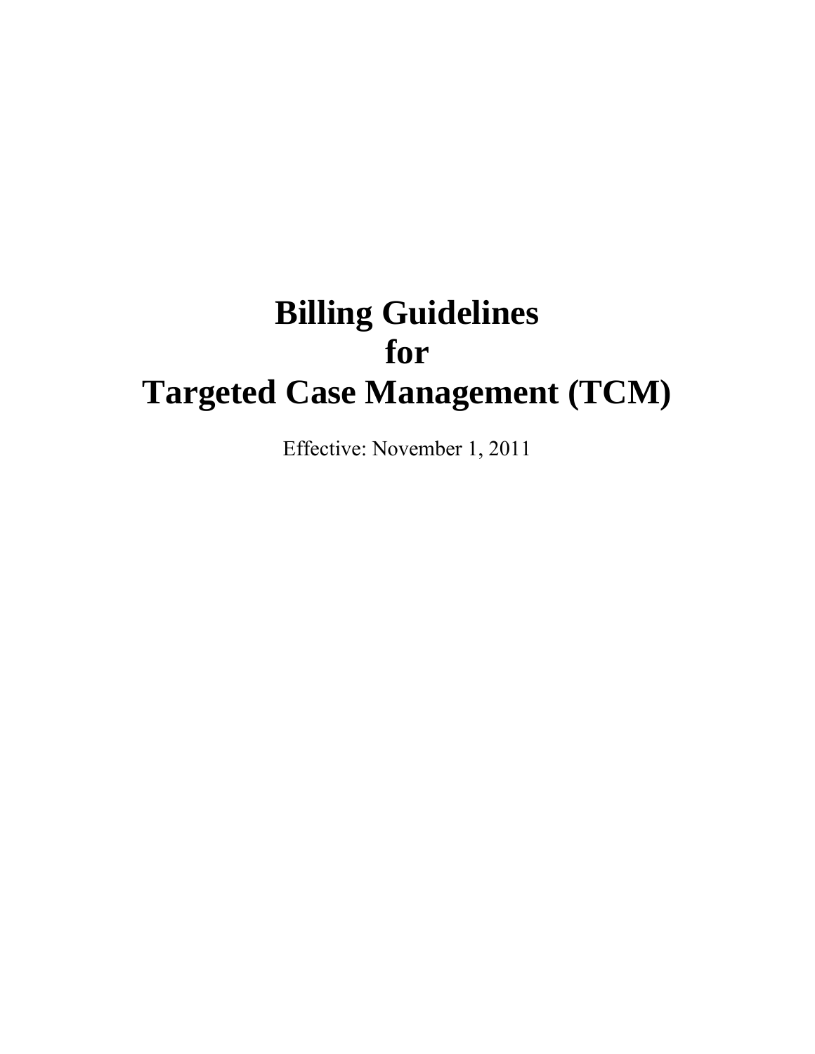# Billing Guidelines for Targeted Case Management (TCM)

Effective: November 1, 2011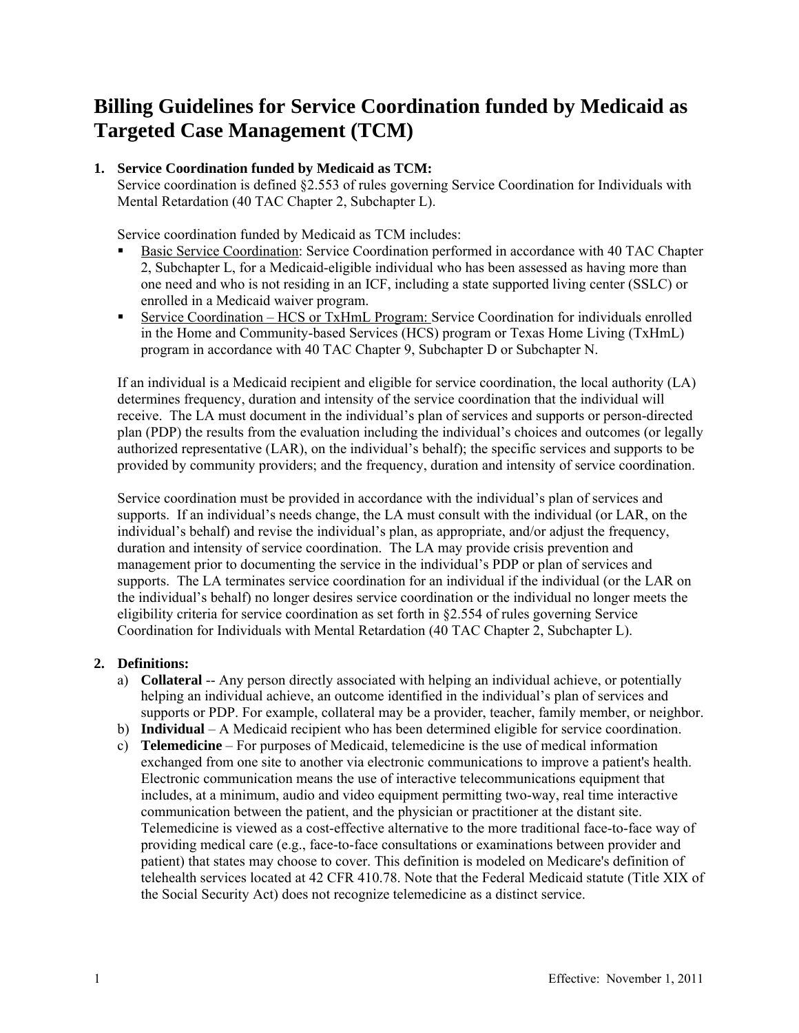# Billing Guidelines for Service Coordination funded by Medicaid as Targeted Case Management (TCM)

1. **Service Coordination funded by Medicaid as TCM:**
   Service coordination is defined §2.553 of rules governing Service Coordination for Individuals with Mental Retardation (40 TAC Chapter 2, Subchapter L).

   Service coordination funded by Medicaid as TCM includes:

   - Basic Service Coordination: Service Coordination performed in accordance with 40 TAC Chapter 2, Subchapter L, for a Medicaid-eligible individual who has been assessed as having more than one need and who is not residing in an ICF, including a state supported living center (SSLC) or enrolled in a Medicaid waiver program.
   - Service Coordination – HCS or TxHmL Program: Service Coordination for individuals enrolled in the Home and Community-based Services (HCS) program or Texas Home Living (TxHmL) program in accordance with 40 TAC Chapter 9, Subchapter D or Subchapter N.

   If an individual is a Medicaid recipient and eligible for service coordination, the local authority (LA) determines frequency, duration and intensity of the service coordination that the individual will receive. The LA must document in the individual's plan of services and supports or person-directed plan (PDP) the results from the evaluation including the individual's choices and outcomes (or legally authorized representative (LAR), on the individual's behalf); the specific services and supports to be provided by community providers; and the frequency, duration and intensity of service coordination.

   Service coordination must be provided in accordance with the individual's plan of services and supports. If an individual's needs change, the LA must consult with the individual (or LAR, on the individual's behalf) and revise the individual's plan, as appropriate, and/or adjust the frequency, duration and intensity of service coordination. The LA may provide crisis prevention and management prior to documenting the service in the individual's PDP or plan of services and supports. The LA terminates service coordination for an individual if the individual (or the LAR on the individual's behalf) no longer desires service coordination or the individual no longer meets the eligibility criteria for service coordination as set forth in §2.554 of rules governing Service Coordination for Individuals with Mental Retardation (40 TAC Chapter 2, Subchapter L).

2. **Definitions:**
   a) **Collateral** -- Any person directly associated with helping an individual achieve, or potentially helping an individual achieve, an outcome identified in the individual's plan of services and supports or PDP. For example, collateral may be a provider, teacher, family member, or neighbor.
   b) **Individual** – A Medicaid recipient who has been determined eligible for service coordination.
   c) **Telemedicine** – For purposes of Medicaid, telemedicine is the use of medical information exchanged from one site to another via electronic communications to improve a patient's health. Electronic communication means the use of interactive telecommunications equipment that includes, at a minimum, audio and video equipment permitting two-way, real time interactive communication between the patient, and the physician or practitioner at the distant site. Telemedicine is viewed as a cost-effective alternative to the more traditional face-to-face way of providing medical care (e.g., face-to-face consultations or examinations between provider and patient) that states may choose to cover. This definition is modeled on Medicare's definition of telehealth services located at 42 CFR 410.78. Note that the Federal Medicaid statute (Title XIX of the Social Security Act) does not recognize telemedicine as a distinct service.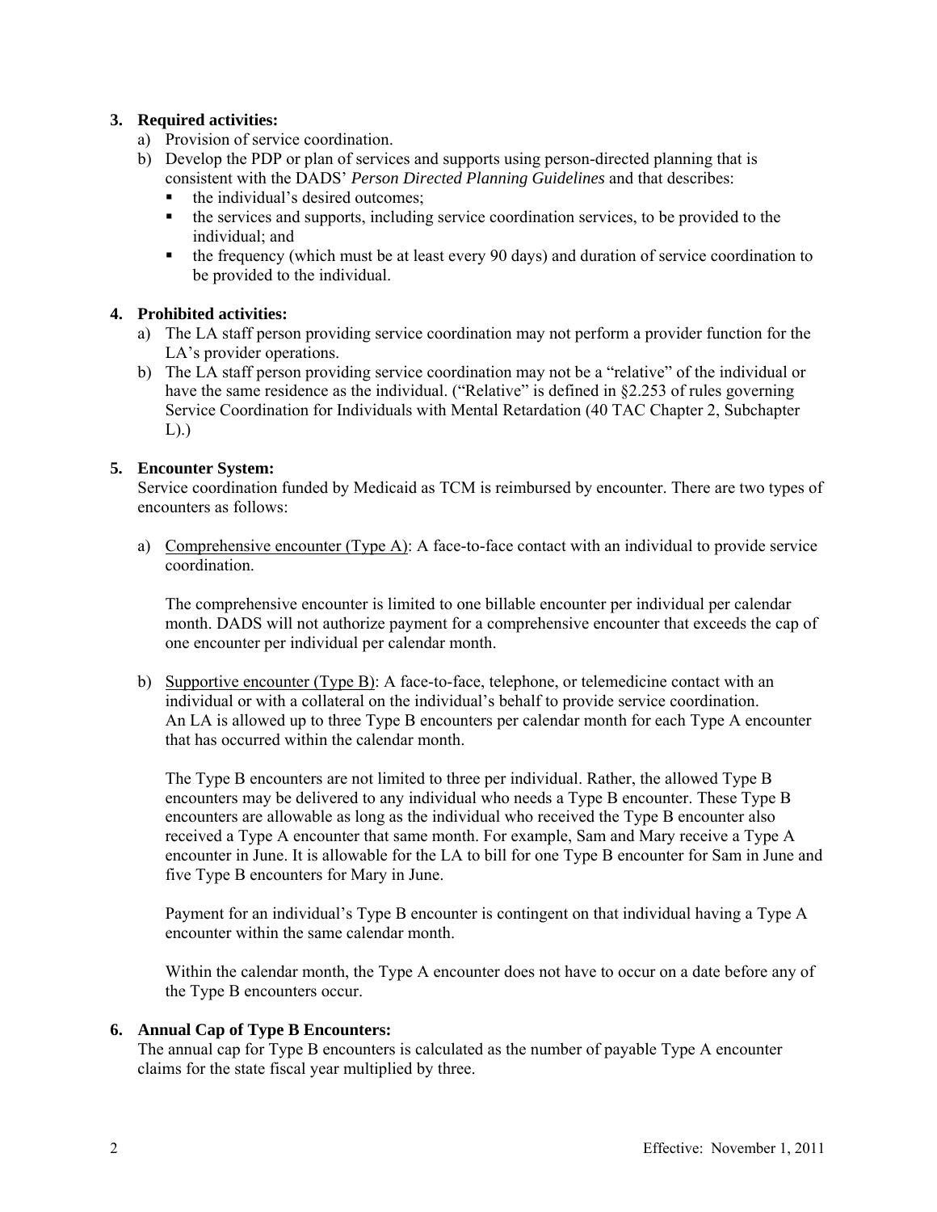**3. Required activities:**

a) Provision of service coordination.

b) Develop the PDP or plan of services and supports using person-directed planning that is consistent with the DADS' *Person Directed Planning Guidelines* and that describes:
   - the individual's desired outcomes;
   - the services and supports, including service coordination services, to be provided to the individual; and
   - the frequency (which must be at least every 90 days) and duration of service coordination to be provided to the individual.

**4. Prohibited activities:**

a) The LA staff person providing service coordination may not perform a provider function for the LA's provider operations.

b) The LA staff person providing service coordination may not be a "relative" of the individual or have the same residence as the individual. ("Relative" is defined in §2.253 of rules governing Service Coordination for Individuals with Mental Retardation (40 TAC Chapter 2, Subchapter L).)

**5. Encounter System:**

Service coordination funded by Medicaid as TCM is reimbursed by encounter. There are two types of encounters as follows:

a) Comprehensive encounter (Type A): A face-to-face contact with an individual to provide service coordination.

   The comprehensive encounter is limited to one billable encounter per individual per calendar month. DADS will not authorize payment for a comprehensive encounter that exceeds the cap of one encounter per individual per calendar month.

b) Supportive encounter (Type B): A face-to-face, telephone, or telemedicine contact with an individual or with a collateral on the individual's behalf to provide service coordination. An LA is allowed up to three Type B encounters per calendar month for each Type A encounter that has occurred within the calendar month.

   The Type B encounters are not limited to three per individual. Rather, the allowed Type B encounters may be delivered to any individual who needs a Type B encounter. These Type B encounters are allowable as long as the individual who received the Type B encounter also received a Type A encounter that same month. For example, Sam and Mary receive a Type A encounter in June. It is allowable for the LA to bill for one Type B encounter for Sam in June and five Type B encounters for Mary in June.

   Payment for an individual's Type B encounter is contingent on that individual having a Type A encounter within the same calendar month.

   Within the calendar month, the Type A encounter does not have to occur on a date before any of the Type B encounters occur.

**6. Annual Cap of Type B Encounters:**

The annual cap for Type B encounters is calculated as the number of payable Type A encounter claims for the state fiscal year multiplied by three.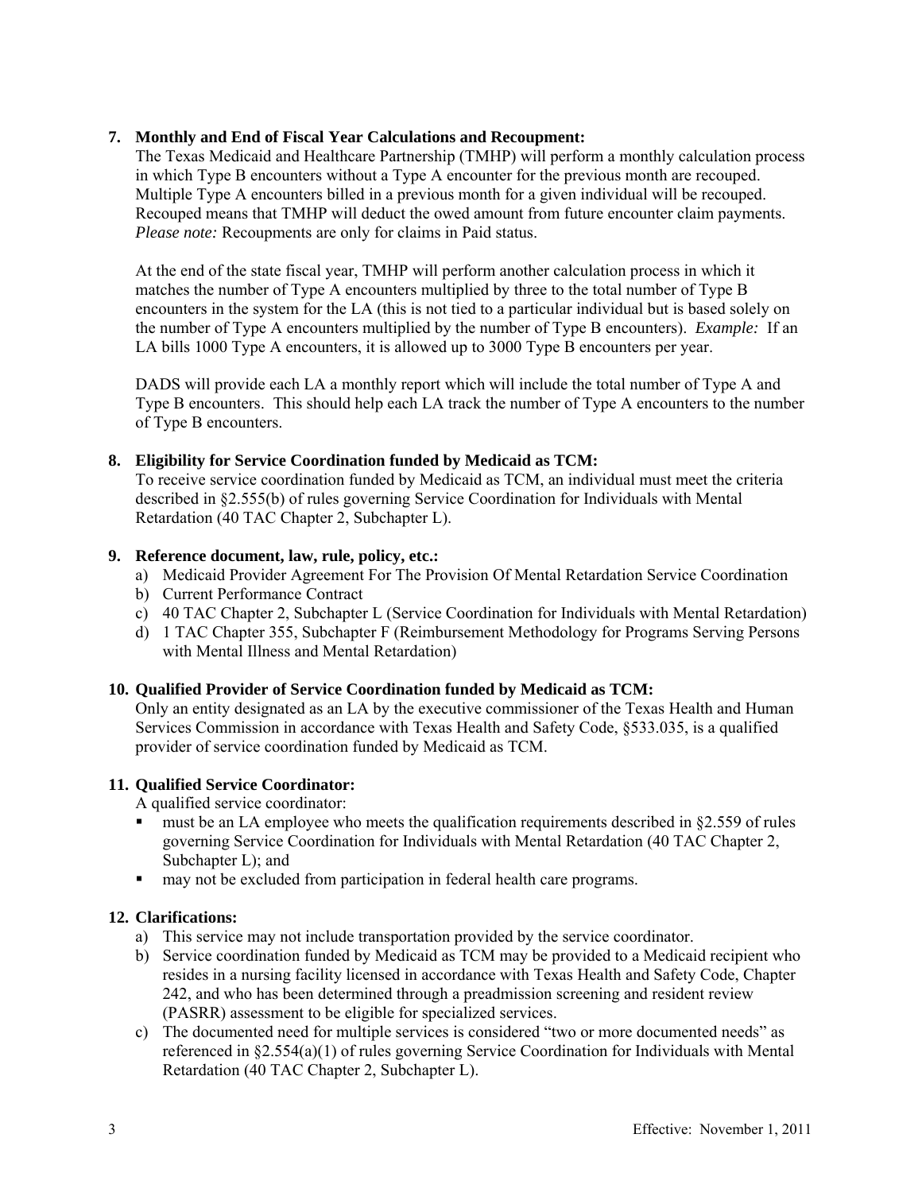**7. Monthly and End of Fiscal Year Calculations and Recoupment:**

The Texas Medicaid and Healthcare Partnership (TMHP) will perform a monthly calculation process in which Type B encounters without a Type A encounter for the previous month are recouped. Multiple Type A encounters billed in a previous month for a given individual will be recouped. Recouped means that TMHP will deduct the owed amount from future encounter claim payments. *Please note:* Recoupments are only for claims in Paid status.

At the end of the state fiscal year, TMHP will perform another calculation process in which it matches the number of Type A encounters multiplied by three to the total number of Type B encounters in the system for the LA (this is not tied to a particular individual but is based solely on the number of Type A encounters multiplied by the number of Type B encounters). *Example:* If an LA bills 1000 Type A encounters, it is allowed up to 3000 Type B encounters per year.

DADS will provide each LA a monthly report which will include the total number of Type A and Type B encounters. This should help each LA track the number of Type A encounters to the number of Type B encounters.

**8. Eligibility for Service Coordination funded by Medicaid as TCM:**

To receive service coordination funded by Medicaid as TCM, an individual must meet the criteria described in §2.555(b) of rules governing Service Coordination for Individuals with Mental Retardation (40 TAC Chapter 2, Subchapter L).

**9. Reference document, law, rule, policy, etc.:**

a) Medicaid Provider Agreement For The Provision Of Mental Retardation Service Coordination
b) Current Performance Contract
c) 40 TAC Chapter 2, Subchapter L (Service Coordination for Individuals with Mental Retardation)
d) 1 TAC Chapter 355, Subchapter F (Reimbursement Methodology for Programs Serving Persons with Mental Illness and Mental Retardation)

**10. Qualified Provider of Service Coordination funded by Medicaid as TCM:**

Only an entity designated as an LA by the executive commissioner of the Texas Health and Human Services Commission in accordance with Texas Health and Safety Code, §533.035, is a qualified provider of service coordination funded by Medicaid as TCM.

**11. Qualified Service Coordinator:**

A qualified service coordinator:

- must be an LA employee who meets the qualification requirements described in §2.559 of rules governing Service Coordination for Individuals with Mental Retardation (40 TAC Chapter 2, Subchapter L); and
- may not be excluded from participation in federal health care programs.

**12. Clarifications:**

a) This service may not include transportation provided by the service coordinator.
b) Service coordination funded by Medicaid as TCM may be provided to a Medicaid recipient who resides in a nursing facility licensed in accordance with Texas Health and Safety Code, Chapter 242, and who has been determined through a preadmission screening and resident review (PASRR) assessment to be eligible for specialized services.
c) The documented need for multiple services is considered "two or more documented needs" as referenced in §2.554(a)(1) of rules governing Service Coordination for Individuals with Mental Retardation (40 TAC Chapter 2, Subchapter L).

Effective: November 1, 2011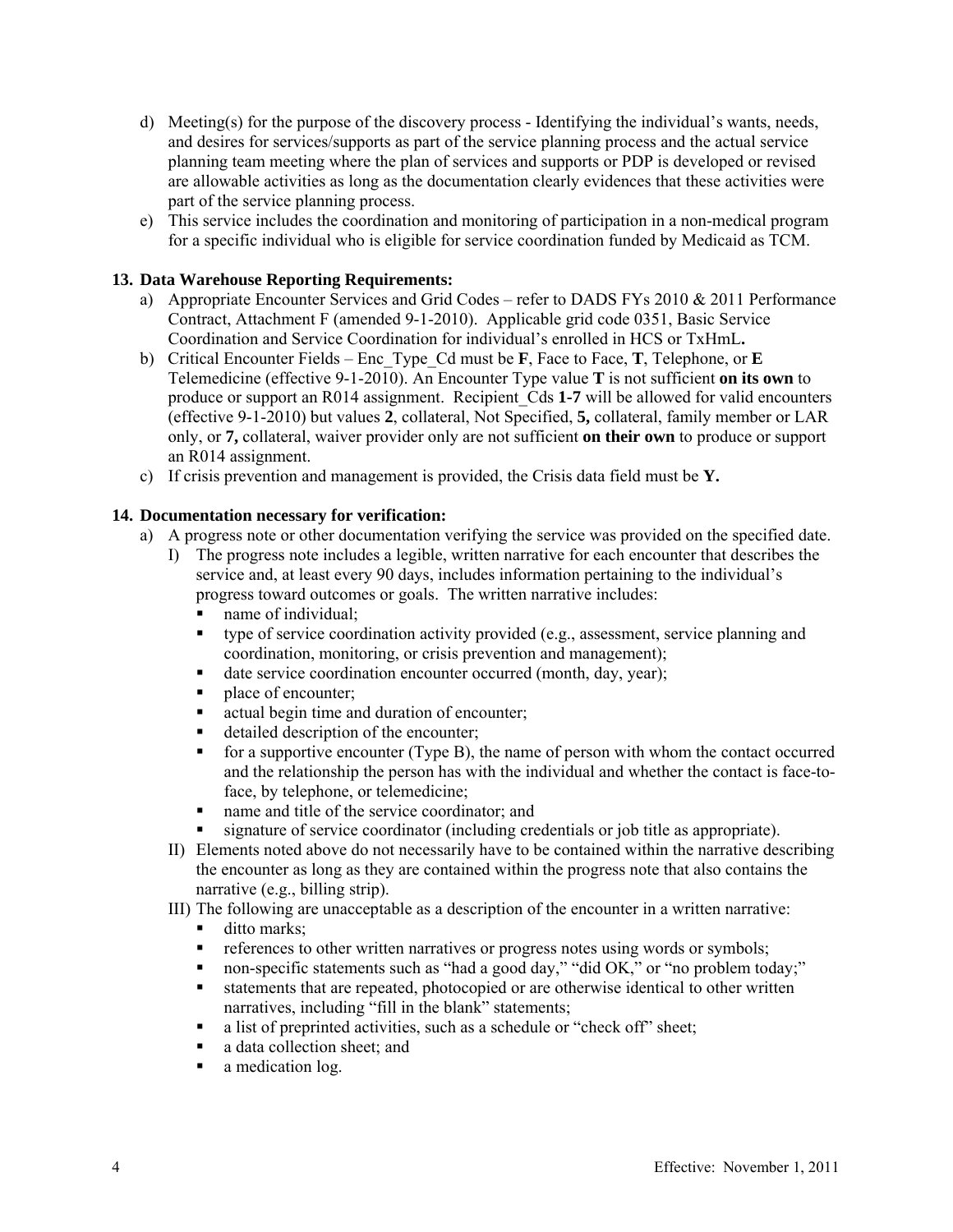d) Meeting(s) for the purpose of the discovery process - Identifying the individual's wants, needs, and desires for services/supports as part of the service planning process and the actual service planning team meeting where the plan of services and supports or PDP is developed or revised are allowable activities as long as the documentation clearly evidences that these activities were part of the service planning process.

e) This service includes the coordination and monitoring of participation in a non-medical program for a specific individual who is eligible for service coordination funded by Medicaid as TCM.

**13. Data Warehouse Reporting Requirements:**

a) Appropriate Encounter Services and Grid Codes – refer to DADS FYs 2010 & 2011 Performance Contract, Attachment F (amended 9-1-2010). Applicable grid code 0351, Basic Service Coordination and Service Coordination for individual's enrolled in HCS or TxHmL**.**

b) Critical Encounter Fields – Enc_Type_Cd must be **F**, Face to Face, **T**, Telephone, or **E** Telemedicine (effective 9-1-2010). An Encounter Type value **T** is not sufficient **on its own** to produce or support an R014 assignment. Recipient_Cds **1-7** will be allowed for valid encounters (effective 9-1-2010) but values **2**, collateral, Not Specified, **5,** collateral, family member or LAR only, or **7,** collateral, waiver provider only are not sufficient **on their own** to produce or support an R014 assignment.

c) If crisis prevention and management is provided, the Crisis data field must be **Y.**

**14. Documentation necessary for verification:**

a) A progress note or other documentation verifying the service was provided on the specified date.

I) The progress note includes a legible, written narrative for each encounter that describes the service and, at least every 90 days, includes information pertaining to the individual's progress toward outcomes or goals. The written narrative includes:
- name of individual;
- type of service coordination activity provided (e.g., assessment, service planning and coordination, monitoring, or crisis prevention and management);
- date service coordination encounter occurred (month, day, year);
- place of encounter;
- actual begin time and duration of encounter;
- detailed description of the encounter;
- for a supportive encounter (Type B), the name of person with whom the contact occurred and the relationship the person has with the individual and whether the contact is face-to-face, by telephone, or telemedicine;
- name and title of the service coordinator; and
- signature of service coordinator (including credentials or job title as appropriate).

II) Elements noted above do not necessarily have to be contained within the narrative describing the encounter as long as they are contained within the progress note that also contains the narrative (e.g., billing strip).

III) The following are unacceptable as a description of the encounter in a written narrative:
- ditto marks;
- references to other written narratives or progress notes using words or symbols;
- non-specific statements such as "had a good day," "did OK," or "no problem today;"
- statements that are repeated, photocopied or are otherwise identical to other written narratives, including "fill in the blank" statements;
- a list of preprinted activities, such as a schedule or "check off" sheet;
- a data collection sheet; and
- a medication log.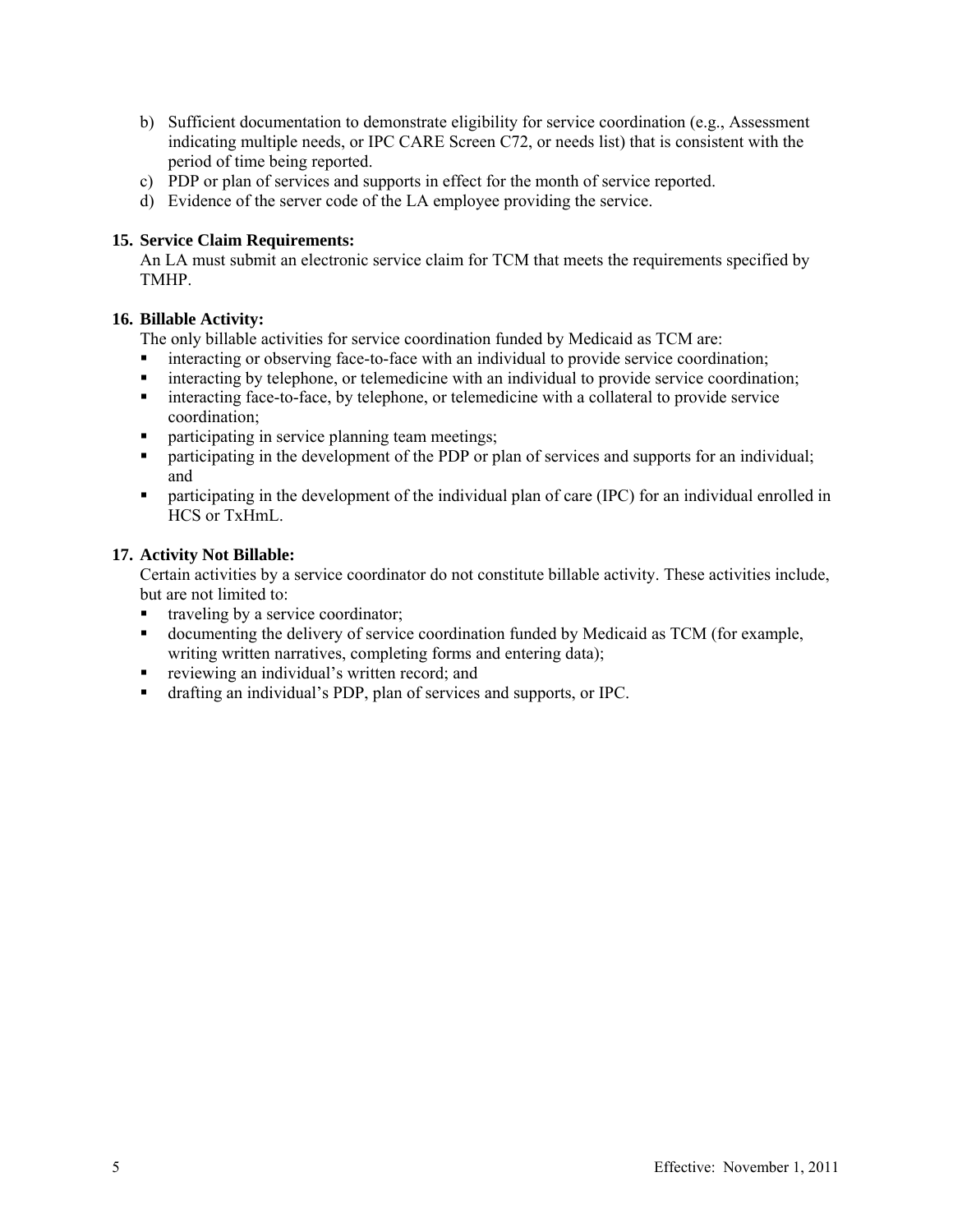b) Sufficient documentation to demonstrate eligibility for service coordination (e.g., Assessment indicating multiple needs, or IPC CARE Screen C72, or needs list) that is consistent with the period of time being reported.
c) PDP or plan of services and supports in effect for the month of service reported.
d) Evidence of the server code of the LA employee providing the service.

**15. Service Claim Requirements:**
An LA must submit an electronic service claim for TCM that meets the requirements specified by TMHP.

**16. Billable Activity:**
The only billable activities for service coordination funded by Medicaid as TCM are:

- interacting or observing face-to-face with an individual to provide service coordination;
- interacting by telephone, or telemedicine with an individual to provide service coordination;
- interacting face-to-face, by telephone, or telemedicine with a collateral to provide service coordination;
- participating in service planning team meetings;
- participating in the development of the PDP or plan of services and supports for an individual; and
- participating in the development of the individual plan of care (IPC) for an individual enrolled in HCS or TxHmL.

**17. Activity Not Billable:**
Certain activities by a service coordinator do not constitute billable activity. These activities include, but are not limited to:

- traveling by a service coordinator;
- documenting the delivery of service coordination funded by Medicaid as TCM (for example, writing written narratives, completing forms and entering data);
- reviewing an individual's written record; and
- drafting an individual's PDP, plan of services and supports, or IPC.